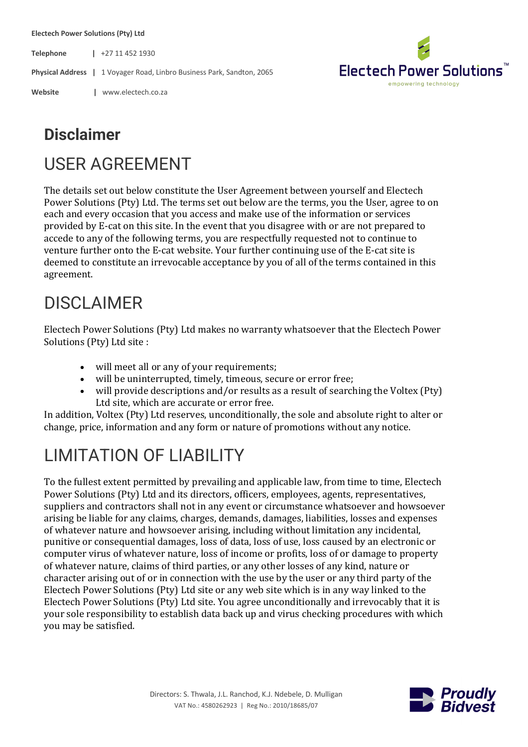**Electech Power Solutions (Pty) Ltd**

**Telephone** | +27 11 452 1930

**Physical Address** | 1 Voyager Road, Linbro Business Park, Sandton, 2065

**Website** | www.electech.co.za

# Disclaimer

## USER AGREEMENT

The details set out below constitute the User Agreement between yourself and Electech Power Solutions (Pty) Ltd. The terms set out below are the terms, you the User, agree to on each and every occasion that you access and make use of the information or services provided by E-cat on this site. In the event that you disagree with or are not prepared to accede to any of the following terms, you are respectfully requested not to continue to venture further onto the E-cat website. Your further continuing use of the E-cat site is deemed to constitute an irrevocable acceptance by you of all of the terms contained in this agreement.

## DISCLAIMER

Electech Power Solutions (Pty) Ltd makes no warranty whatsoever that the Electech Power Solutions (Pty) Ltd site :

- will meet all or any of your requirements;
- will be uninterrupted, timely, timeous, secure or error free;
- will provide descriptions and/or results as a result of searching the Voltex (Pty) Ltd site, which are accurate or error free.

In addition, Voltex (Pty) Ltd reserves, unconditionally, the sole and absolute right to alter or change, price, information and any form or nature of promotions without any notice.

## LIMITATION OF LIABILITY

To the fullest extent permitted by prevailing and applicable law, from time to time, Electech Power Solutions (Pty) Ltd and its directors, officers, employees, agents, representatives, suppliers and contractors shall not in any event or circumstance whatsoever and howsoever arising be liable for any claims, charges, demands, damages, liabilities, losses and expenses of whatever nature and howsoever arising, including without limitation any incidental, punitive or consequential damages, loss of data, loss of use, loss caused by an electronic or computer virus of whatever nature, loss of income or profits, loss of or damage to property of whatever nature, claims of third parties, or any other losses of any kind, nature or character arising out of or in connection with the use by the user or any third party of the Electech Power Solutions (Pty) Ltd site or any web site which is in any way linked to the Electech Power Solutions (Pty) Ltd site. You agree unconditionally and irrevocably that it is your sole responsibility to establish data back up and virus checking procedures with which you may be satisfied.

Directors: S. Thwala, J.L. Ranchod, K.J. Ndebele, D. Mulligan
VAT No.: 4580262923 | Reg No.: 2010/18685/07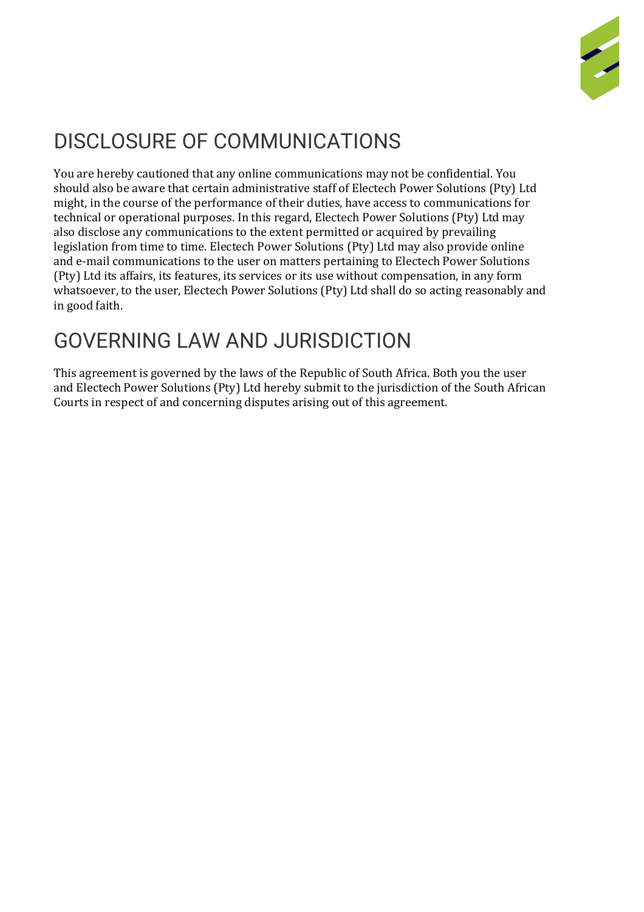## DISCLOSURE OF COMMUNICATIONS

You are hereby cautioned that any online communications may not be confidential. You should also be aware that certain administrative staff of Electech Power Solutions (Pty) Ltd might, in the course of the performance of their duties, have access to communications for technical or operational purposes. In this regard, Electech Power Solutions (Pty) Ltd may also disclose any communications to the extent permitted or acquired by prevailing legislation from time to time. Electech Power Solutions (Pty) Ltd may also provide online and e-mail communications to the user on matters pertaining to Electech Power Solutions (Pty) Ltd its affairs, its features, its services or its use without compensation, in any form whatsoever, to the user, Electech Power Solutions (Pty) Ltd shall do so acting reasonably and in good faith.

## GOVERNING LAW AND JURISDICTION

This agreement is governed by the laws of the Republic of South Africa. Both you the user and Electech Power Solutions (Pty) Ltd hereby submit to the jurisdiction of the South African Courts in respect of and concerning disputes arising out of this agreement.